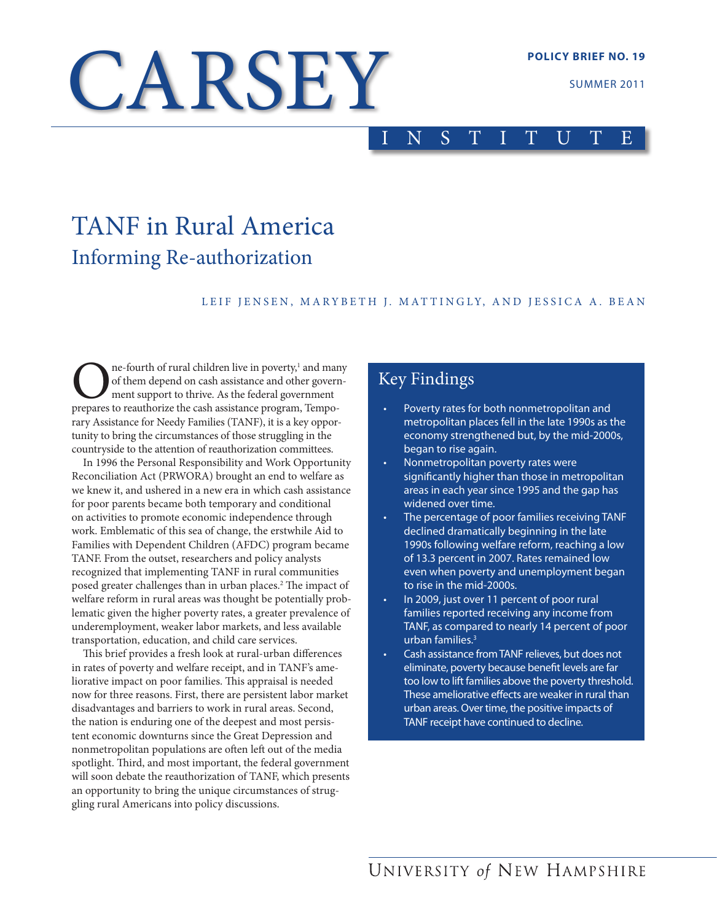# CARSEY INSTITUTE

**POLICY BRIEF NO. 19**

SUMMER 2011

# TANF in Rural America

## Informing Re-authorization

LEIF JENSEN, MARYBETH J. MATTINGLY, AND JESSICA A. BEAN

One-fourth of rural children live in poverty,[1] and many of them depend on cash assistance and other government support to thrive. As the federal government prepares to reauthorize the cash assistance program, Temporary Assistance for Needy Families (TANF), it is a key opportunity to bring the circumstances of those struggling in the countryside to the attention of reauthorization committees.

In 1996 the Personal Responsibility and Work Opportunity Reconciliation Act (PRWORA) brought an end to welfare as we knew it, and ushered in a new era in which cash assistance for poor parents became both temporary and conditional on activities to promote economic independence through work. Emblematic of this sea of change, the erstwhile Aid to Families with Dependent Children (AFDC) program became TANF. From the outset, researchers and policy analysts recognized that implementing TANF in rural communities posed greater challenges than in urban places.[2] The impact of welfare reform in rural areas was thought be potentially problematic given the higher poverty rates, a greater prevalence of underemployment, weaker labor markets, and less available transportation, education, and child care services.

This brief provides a fresh look at rural-urban differences in rates of poverty and welfare receipt, and in TANF's ameliorative impact on poor families. This appraisal is needed now for three reasons. First, there are persistent labor market disadvantages and barriers to work in rural areas. Second, the nation is enduring one of the deepest and most persistent economic downturns since the Great Depression and nonmetropolitan populations are often left out of the media spotlight. Third, and most important, the federal government will soon debate the reauthorization of TANF, which presents an opportunity to bring the unique circumstances of struggling rural Americans into policy discussions.

## Key Findings

- Poverty rates for both nonmetropolitan and metropolitan places fell in the late 1990s as the economy strengthened but, by the mid-2000s, began to rise again.
- Nonmetropolitan poverty rates were significantly higher than those in metropolitan areas in each year since 1995 and the gap has widened over time.
- The percentage of poor families receiving TANF declined dramatically beginning in the late 1990s following welfare reform, reaching a low of 13.3 percent in 2007. Rates remained low even when poverty and unemployment began to rise in the mid-2000s.
- In 2009, just over 11 percent of poor rural families reported receiving any income from TANF, as compared to nearly 14 percent of poor urban families.[3]
- Cash assistance from TANF relieves, but does not eliminate, poverty because benefit levels are far too low to lift families above the poverty threshold. These ameliorative effects are weaker in rural than urban areas. Over time, the positive impacts of TANF receipt have continued to decline.

UNIVERSITY *of* NEW HAMPSHIRE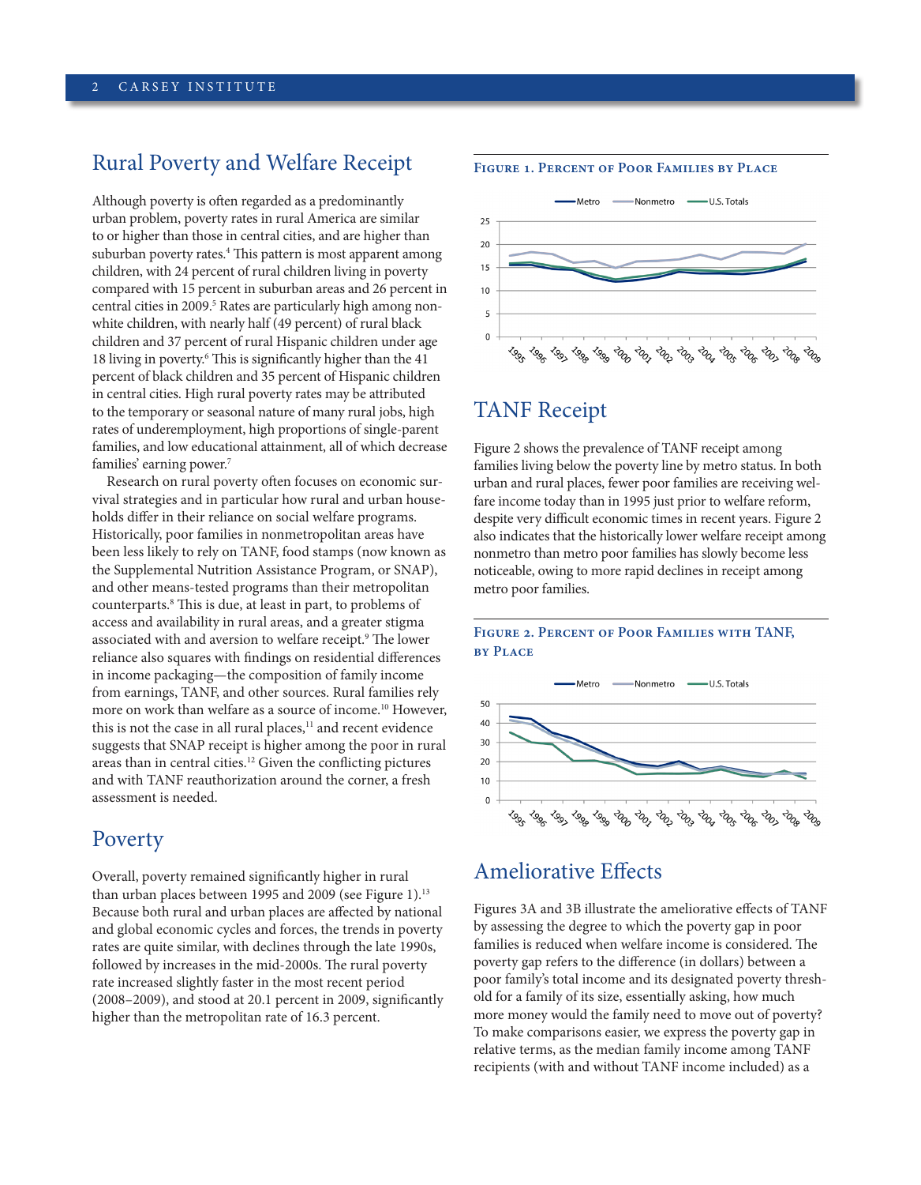## Rural Poverty and Welfare Receipt

Although poverty is often regarded as a predominantly urban problem, poverty rates in rural America are similar to or higher than those in central cities, and are higher than suburban poverty rates.[4] This pattern is most apparent among children, with 24 percent of rural children living in poverty compared with 15 percent in suburban areas and 26 percent in central cities in 2009.[5] Rates are particularly high among non-white children, with nearly half (49 percent) of rural black children and 37 percent of rural Hispanic children under age 18 living in poverty.[6] This is significantly higher than the 41 percent of black children and 35 percent of Hispanic children in central cities. High rural poverty rates may be attributed to the temporary or seasonal nature of many rural jobs, high rates of underemployment, high proportions of single-parent families, and low educational attainment, all of which decrease families' earning power.[7]

Research on rural poverty often focuses on economic survival strategies and in particular how rural and urban households differ in their reliance on social welfare programs. Historically, poor families in nonmetropolitan areas have been less likely to rely on TANF, food stamps (now known as the Supplemental Nutrition Assistance Program, or SNAP), and other means-tested programs than their metropolitan counterparts.[8] This is due, at least in part, to problems of access and availability in rural areas, and a greater stigma associated with and aversion to welfare receipt.[9] The lower reliance also squares with findings on residential differences in income packaging—the composition of family income from earnings, TANF, and other sources. Rural families rely more on work than welfare as a source of income.[10] However, this is not the case in all rural places,[11] and recent evidence suggests that SNAP receipt is higher among the poor in rural areas than in central cities.[12] Given the conflicting pictures and with TANF reauthorization around the corner, a fresh assessment is needed.

## Poverty

Overall, poverty remained significantly higher in rural than urban places between 1995 and 2009 (see Figure 1).[13] Because both rural and urban places are affected by national and global economic cycles and forces, the trends in poverty rates are quite similar, with declines through the late 1990s, followed by increases in the mid-2000s. The rural poverty rate increased slightly faster in the most recent period (2008–2009), and stood at 20.1 percent in 2009, significantly higher than the metropolitan rate of 16.3 percent.

**Figure 1. Percent of Poor Families by Place**

## TANF Receipt

Figure 2 shows the prevalence of TANF receipt among families living below the poverty line by metro status. In both urban and rural places, fewer poor families are receiving welfare income today than in 1995 just prior to welfare reform, despite very difficult economic times in recent years. Figure 2 also indicates that the historically lower welfare receipt among nonmetro than metro poor families has slowly become less noticeable, owing to more rapid declines in receipt among metro poor families.

**Figure 2. Percent of Poor Families with TANF, by Place**

## Ameliorative Effects

Figures 3A and 3B illustrate the ameliorative effects of TANF by assessing the degree to which the poverty gap in poor families is reduced when welfare income is considered. The poverty gap refers to the difference (in dollars) between a poor family's total income and its designated poverty threshold for a family of its size, essentially asking, how much more money would the family need to move out of poverty? To make comparisons easier, we express the poverty gap in relative terms, as the median family income among TANF recipients (with and without TANF income included) as a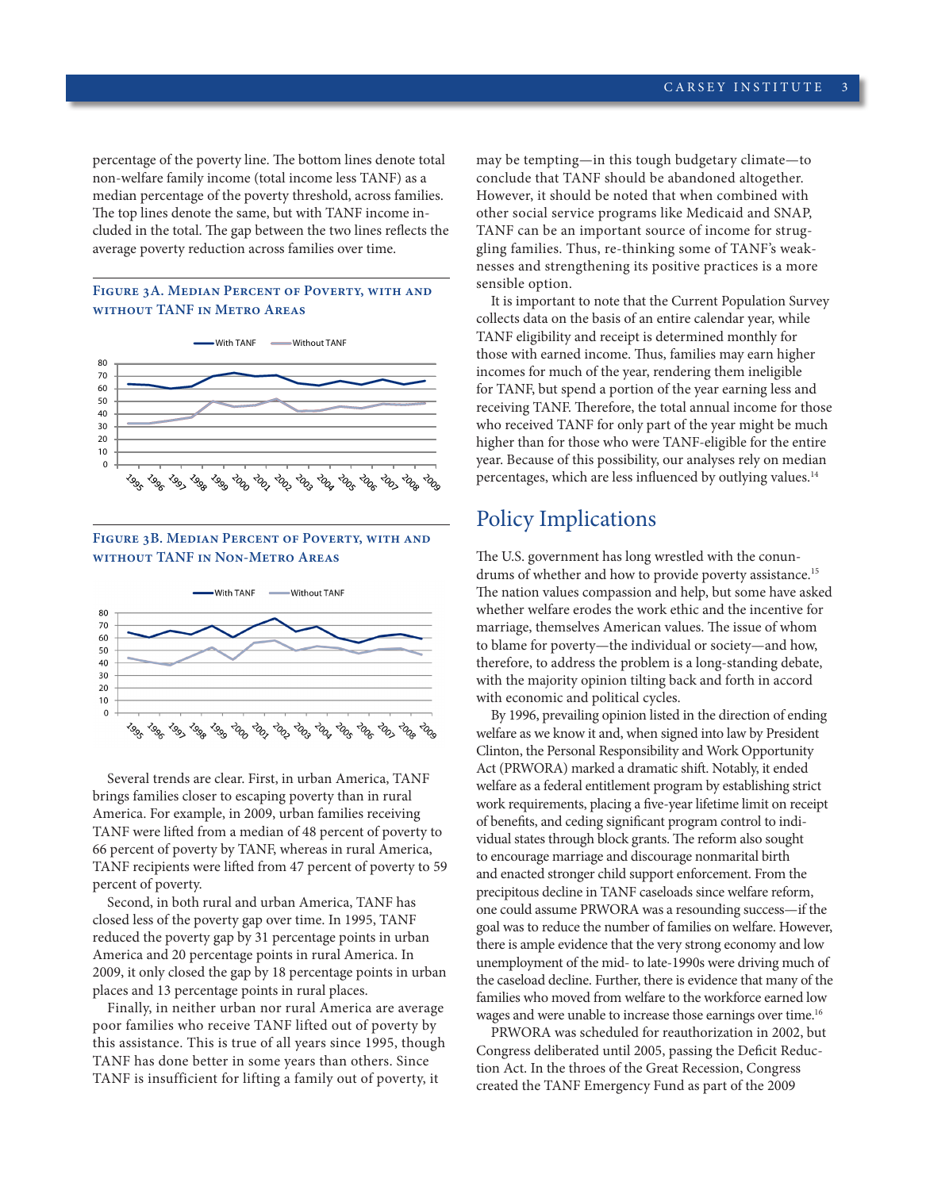percentage of the poverty line. The bottom lines denote total non-welfare family income (total income less TANF) as a median percentage of the poverty threshold, across families. The top lines denote the same, but with TANF income included in the total. The gap between the two lines reflects the average poverty reduction across families over time.

**Figure 3A. Median Percent of Poverty, with and without TANF in Metro Areas**

**Figure 3B. Median Percent of Poverty, with and without TANF in Non-Metro Areas**

Several trends are clear. First, in urban America, TANF brings families closer to escaping poverty than in rural America. For example, in 2009, urban families receiving TANF were lifted from a median of 48 percent of poverty to 66 percent of poverty by TANF, whereas in rural America, TANF recipients were lifted from 47 percent of poverty to 59 percent of poverty.

Second, in both rural and urban America, TANF has closed less of the poverty gap over time. In 1995, TANF reduced the poverty gap by 31 percentage points in urban America and 20 percentage points in rural America. In 2009, it only closed the gap by 18 percentage points in urban places and 13 percentage points in rural places.

Finally, in neither urban nor rural America are average poor families who receive TANF lifted out of poverty by this assistance. This is true of all years since 1995, though TANF has done better in some years than others. Since TANF is insufficient for lifting a family out of poverty, it may be tempting—in this tough budgetary climate—to conclude that TANF should be abandoned altogether. However, it should be noted that when combined with other social service programs like Medicaid and SNAP, TANF can be an important source of income for struggling families. Thus, re-thinking some of TANF's weaknesses and strengthening its positive practices is a more sensible option.

It is important to note that the Current Population Survey collects data on the basis of an entire calendar year, while TANF eligibility and receipt is determined monthly for those with earned income. Thus, families may earn higher incomes for much of the year, rendering them ineligible for TANF, but spend a portion of the year earning less and receiving TANF. Therefore, the total annual income for those who received TANF for only part of the year might be much higher than for those who were TANF-eligible for the entire year. Because of this possibility, our analyses rely on median percentages, which are less influenced by outlying values.[14]

## Policy Implications

The U.S. government has long wrestled with the conundrums of whether and how to provide poverty assistance.[15] The nation values compassion and help, but some have asked whether welfare erodes the work ethic and the incentive for marriage, themselves American values. The issue of whom to blame for poverty—the individual or society—and how, therefore, to address the problem is a long-standing debate, with the majority opinion tilting back and forth in accord with economic and political cycles.

By 1996, prevailing opinion listed in the direction of ending welfare as we know it and, when signed into law by President Clinton, the Personal Responsibility and Work Opportunity Act (PRWORA) marked a dramatic shift. Notably, it ended welfare as a federal entitlement program by establishing strict work requirements, placing a five-year lifetime limit on receipt of benefits, and ceding significant program control to individual states through block grants. The reform also sought to encourage marriage and discourage nonmarital birth and enacted stronger child support enforcement. From the precipitous decline in TANF caseloads since welfare reform, one could assume PRWORA was a resounding success—if the goal was to reduce the number of families on welfare. However, there is ample evidence that the very strong economy and low unemployment of the mid- to late-1990s were driving much of the caseload decline. Further, there is evidence that many of the families who moved from welfare to the workforce earned low wages and were unable to increase those earnings over time.[16]

PRWORA was scheduled for reauthorization in 2002, but Congress deliberated until 2005, passing the Deficit Reduction Act. In the throes of the Great Recession, Congress created the TANF Emergency Fund as part of the 2009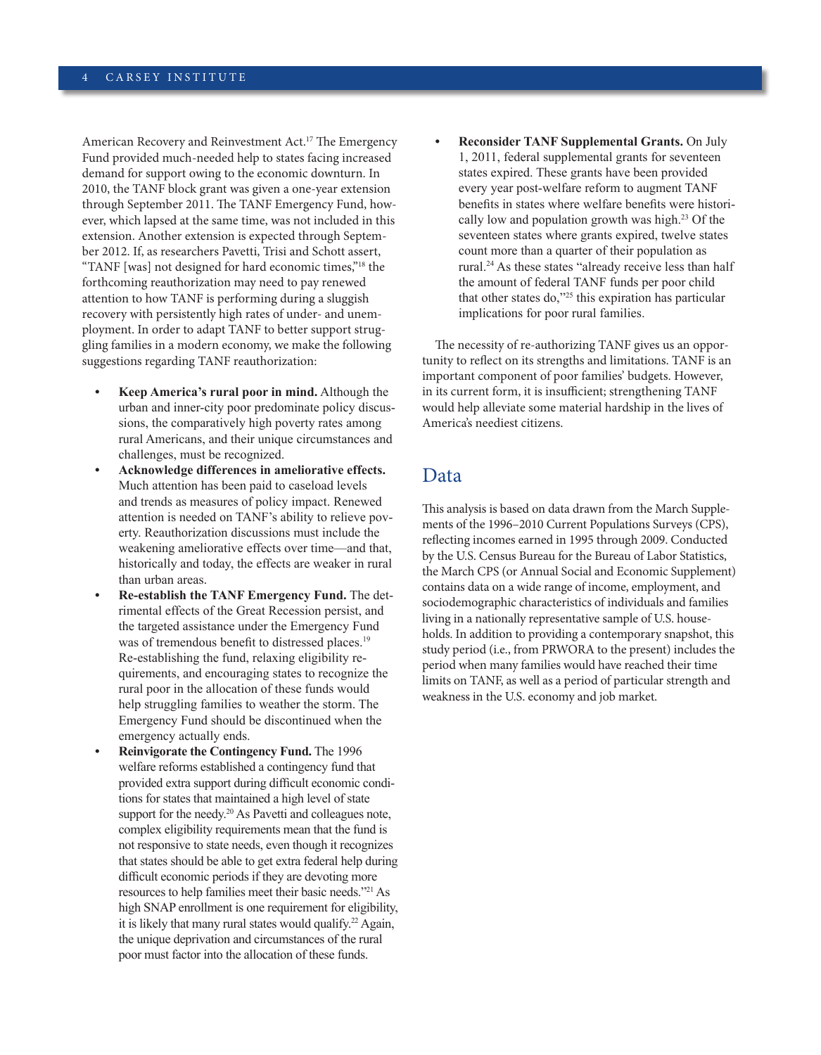American Recovery and Reinvestment Act.[17] The Emergency Fund provided much-needed help to states facing increased demand for support owing to the economic downturn. In 2010, the TANF block grant was given a one-year extension through September 2011. The TANF Emergency Fund, however, which lapsed at the same time, was not included in this extension. Another extension is expected through September 2012. If, as researchers Pavetti, Trisi and Schott assert, "TANF [was] not designed for hard economic times,"[18] the forthcoming reauthorization may need to pay renewed attention to how TANF is performing during a sluggish recovery with persistently high rates of under- and unemployment. In order to adapt TANF to better support struggling families in a modern economy, we make the following suggestions regarding TANF reauthorization:

- **Keep America's rural poor in mind.** Although the urban and inner-city poor predominate policy discussions, the comparatively high poverty rates among rural Americans, and their unique circumstances and challenges, must be recognized.
- **Acknowledge differences in ameliorative effects.** Much attention has been paid to caseload levels and trends as measures of policy impact. Renewed attention is needed on TANF's ability to relieve poverty. Reauthorization discussions must include the weakening ameliorative effects over time—and that, historically and today, the effects are weaker in rural than urban areas.
- **Re-establish the TANF Emergency Fund.** The detrimental effects of the Great Recession persist, and the targeted assistance under the Emergency Fund was of tremendous benefit to distressed places.[19] Re-establishing the fund, relaxing eligibility requirements, and encouraging states to recognize the rural poor in the allocation of these funds would help struggling families to weather the storm. The Emergency Fund should be discontinued when the emergency actually ends.
- **Reinvigorate the Contingency Fund.** The 1996 welfare reforms established a contingency fund that provided extra support during difficult economic conditions for states that maintained a high level of state support for the needy.[20] As Pavetti and colleagues note, complex eligibility requirements mean that the fund is not responsive to state needs, even though it recognizes that states should be able to get extra federal help during difficult economic periods if they are devoting more resources to help families meet their basic needs."[21] As high SNAP enrollment is one requirement for eligibility, it is likely that many rural states would qualify.[22] Again, the unique deprivation and circumstances of the rural poor must factor into the allocation of these funds.
- **Reconsider TANF Supplemental Grants.** On July 1, 2011, federal supplemental grants for seventeen states expired. These grants have been provided every year post-welfare reform to augment TANF benefits in states where welfare benefits were historically low and population growth was high.[23] Of the seventeen states where grants expired, twelve states count more than a quarter of their population as rural.[24] As these states "already receive less than half the amount of federal TANF funds per poor child that other states do,"[25] this expiration has particular implications for poor rural families.

The necessity of re-authorizing TANF gives us an opportunity to reflect on its strengths and limitations. TANF is an important component of poor families' budgets. However, in its current form, it is insufficient; strengthening TANF would help alleviate some material hardship in the lives of America's neediest citizens.

## Data

This analysis is based on data drawn from the March Supplements of the 1996–2010 Current Populations Surveys (CPS), reflecting incomes earned in 1995 through 2009. Conducted by the U.S. Census Bureau for the Bureau of Labor Statistics, the March CPS (or Annual Social and Economic Supplement) contains data on a wide range of income, employment, and sociodemographic characteristics of individuals and families living in a nationally representative sample of U.S. households. In addition to providing a contemporary snapshot, this study period (i.e., from PRWORA to the present) includes the period when many families would have reached their time limits on TANF, as well as a period of particular strength and weakness in the U.S. economy and job market.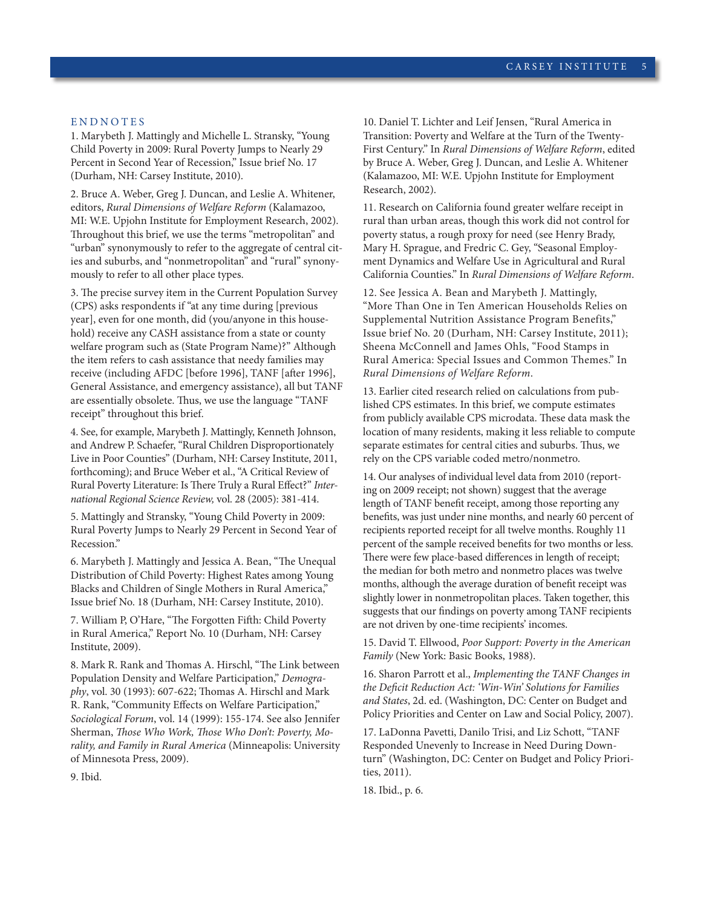## ENDNOTES

1. Marybeth J. Mattingly and Michelle L. Stransky, "Young Child Poverty in 2009: Rural Poverty Jumps to Nearly 29 Percent in Second Year of Recession," Issue brief No. 17 (Durham, NH: Carsey Institute, 2010).

2. Bruce A. Weber, Greg J. Duncan, and Leslie A. Whitener, editors, *Rural Dimensions of Welfare Reform* (Kalamazoo, MI: W.E. Upjohn Institute for Employment Research, 2002). Throughout this brief, we use the terms "metropolitan" and "urban" synonymously to refer to the aggregate of central cities and suburbs, and "nonmetropolitan" and "rural" synonymously to refer to all other place types.

3. The precise survey item in the Current Population Survey (CPS) asks respondents if "at any time during [previous year], even for one month, did (you/anyone in this household) receive any CASH assistance from a state or county welfare program such as (State Program Name)?" Although the item refers to cash assistance that needy families may receive (including AFDC [before 1996], TANF [after 1996], General Assistance, and emergency assistance), all but TANF are essentially obsolete. Thus, we use the language "TANF receipt" throughout this brief.

4. See, for example, Marybeth J. Mattingly, Kenneth Johnson, and Andrew P. Schaefer, "Rural Children Disproportionately Live in Poor Counties" (Durham, NH: Carsey Institute, 2011, forthcoming); and Bruce Weber et al., "A Critical Review of Rural Poverty Literature: Is There Truly a Rural Effect?" *International Regional Science Review,* vol. 28 (2005): 381-414.

5. Mattingly and Stransky, "Young Child Poverty in 2009: Rural Poverty Jumps to Nearly 29 Percent in Second Year of Recession."

6. Marybeth J. Mattingly and Jessica A. Bean, "The Unequal Distribution of Child Poverty: Highest Rates among Young Blacks and Children of Single Mothers in Rural America," Issue brief No. 18 (Durham, NH: Carsey Institute, 2010).

7. William P, O'Hare, "The Forgotten Fifth: Child Poverty in Rural America," Report No. 10 (Durham, NH: Carsey Institute, 2009).

8. Mark R. Rank and Thomas A. Hirschl, "The Link between Population Density and Welfare Participation," *Demography*, vol. 30 (1993): 607-622; Thomas A. Hirschl and Mark R. Rank, "Community Effects on Welfare Participation," *Sociological Forum*, vol. 14 (1999): 155-174. See also Jennifer Sherman, *Those Who Work, Those Who Don't: Poverty, Morality, and Family in Rural America* (Minneapolis: University of Minnesota Press, 2009).

9. Ibid.

10. Daniel T. Lichter and Leif Jensen, "Rural America in Transition: Poverty and Welfare at the Turn of the Twenty-First Century." In *Rural Dimensions of Welfare Reform*, edited by Bruce A. Weber, Greg J. Duncan, and Leslie A. Whitener (Kalamazoo, MI: W.E. Upjohn Institute for Employment Research, 2002).

11. Research on California found greater welfare receipt in rural than urban areas, though this work did not control for poverty status, a rough proxy for need (see Henry Brady, Mary H. Sprague, and Fredric C. Gey, "Seasonal Employment Dynamics and Welfare Use in Agricultural and Rural California Counties." In *Rural Dimensions of Welfare Reform*.

12. See Jessica A. Bean and Marybeth J. Mattingly, "More Than One in Ten American Households Relies on Supplemental Nutrition Assistance Program Benefits," Issue brief No. 20 (Durham, NH: Carsey Institute, 2011); Sheena McConnell and James Ohls, "Food Stamps in Rural America: Special Issues and Common Themes." In *Rural Dimensions of Welfare Reform*.

13. Earlier cited research relied on calculations from published CPS estimates. In this brief, we compute estimates from publicly available CPS microdata. These data mask the location of many residents, making it less reliable to compute separate estimates for central cities and suburbs. Thus, we rely on the CPS variable coded metro/nonmetro.

14. Our analyses of individual level data from 2010 (reporting on 2009 receipt; not shown) suggest that the average length of TANF benefit receipt, among those reporting any benefits, was just under nine months, and nearly 60 percent of recipients reported receipt for all twelve months. Roughly 11 percent of the sample received benefits for two months or less. There were few place-based differences in length of receipt; the median for both metro and nonmetro places was twelve months, although the average duration of benefit receipt was slightly lower in nonmetropolitan places. Taken together, this suggests that our findings on poverty among TANF recipients are not driven by one-time recipients' incomes.

15. David T. Ellwood, *Poor Support: Poverty in the American Family* (New York: Basic Books, 1988).

16. Sharon Parrott et al., *Implementing the TANF Changes in the Deficit Reduction Act: 'Win-Win' Solutions for Families and States*, 2d. ed. (Washington, DC: Center on Budget and Policy Priorities and Center on Law and Social Policy, 2007).

17. LaDonna Pavetti, Danilo Trisi, and Liz Schott, "TANF Responded Unevenly to Increase in Need During Downturn" (Washington, DC: Center on Budget and Policy Priorities, 2011).

18. Ibid., p. 6.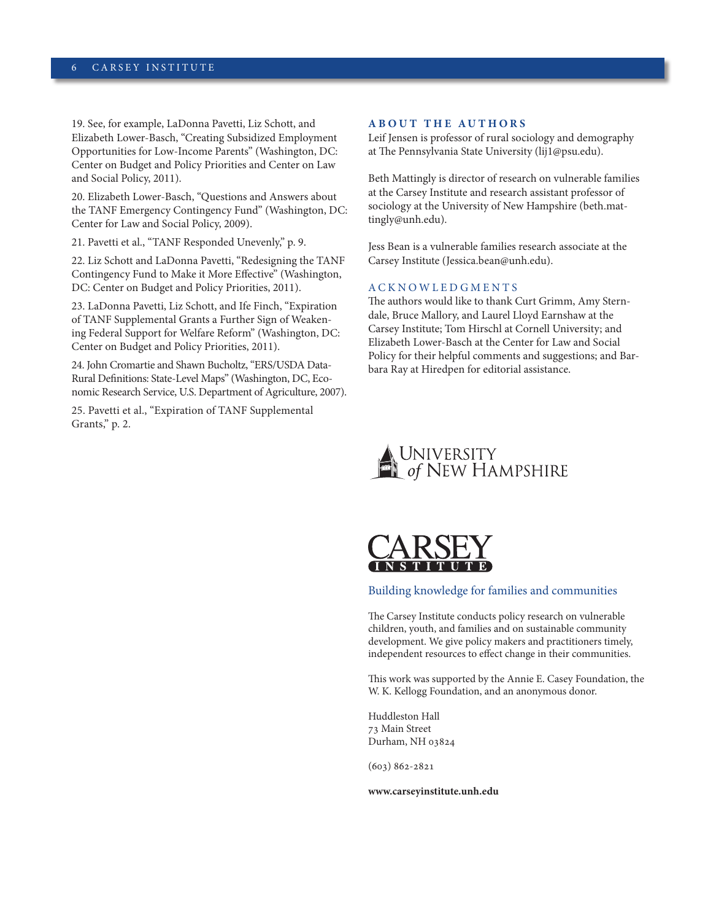19. See, for example, LaDonna Pavetti, Liz Schott, and Elizabeth Lower-Basch, "Creating Subsidized Employment Opportunities for Low-Income Parents" (Washington, DC: Center on Budget and Policy Priorities and Center on Law and Social Policy, 2011).

20. Elizabeth Lower-Basch, "Questions and Answers about the TANF Emergency Contingency Fund" (Washington, DC: Center for Law and Social Policy, 2009).

21. Pavetti et al., "TANF Responded Unevenly," p. 9.

22. Liz Schott and LaDonna Pavetti, "Redesigning the TANF Contingency Fund to Make it More Effective" (Washington, DC: Center on Budget and Policy Priorities, 2011).

23. LaDonna Pavetti, Liz Schott, and Ife Finch, "Expiration of TANF Supplemental Grants a Further Sign of Weakening Federal Support for Welfare Reform" (Washington, DC: Center on Budget and Policy Priorities, 2011).

24. John Cromartie and Shawn Bucholtz, "ERS/USDA Data-Rural Definitions: State-Level Maps" (Washington, DC, Economic Research Service, U.S. Department of Agriculture, 2007).

25. Pavetti et al., "Expiration of TANF Supplemental Grants," p. 2.

## ABOUT THE AUTHORS

Leif Jensen is professor of rural sociology and demography at The Pennsylvania State University (lij1@psu.edu).

Beth Mattingly is director of research on vulnerable families at the Carsey Institute and research assistant professor of sociology at the University of New Hampshire (beth.mattingly@unh.edu).

Jess Bean is a vulnerable families research associate at the Carsey Institute (Jessica.bean@unh.edu).

## ACKNOWLEDGMENTS

The authors would like to thank Curt Grimm, Amy Sterndale, Bruce Mallory, and Laurel Lloyd Earnshaw at the Carsey Institute; Tom Hirschl at Cornell University; and Elizabeth Lower-Basch at the Center for Law and Social Policy for their helpful comments and suggestions; and Barbara Ray at Hiredpen for editorial assistance.

UNIVERSITY *of* NEW HAMPSHIRE

CARSEY INSTITUTE

Building knowledge for families and communities

The Carsey Institute conducts policy research on vulnerable children, youth, and families and on sustainable community development. We give policy makers and practitioners timely, independent resources to effect change in their communities.

This work was supported by the Annie E. Casey Foundation, the W. K. Kellogg Foundation, and an anonymous donor.

Huddleston Hall
73 Main Street
Durham, NH 03824

(603) 862-2821

**www.carseyinstitute.unh.edu**